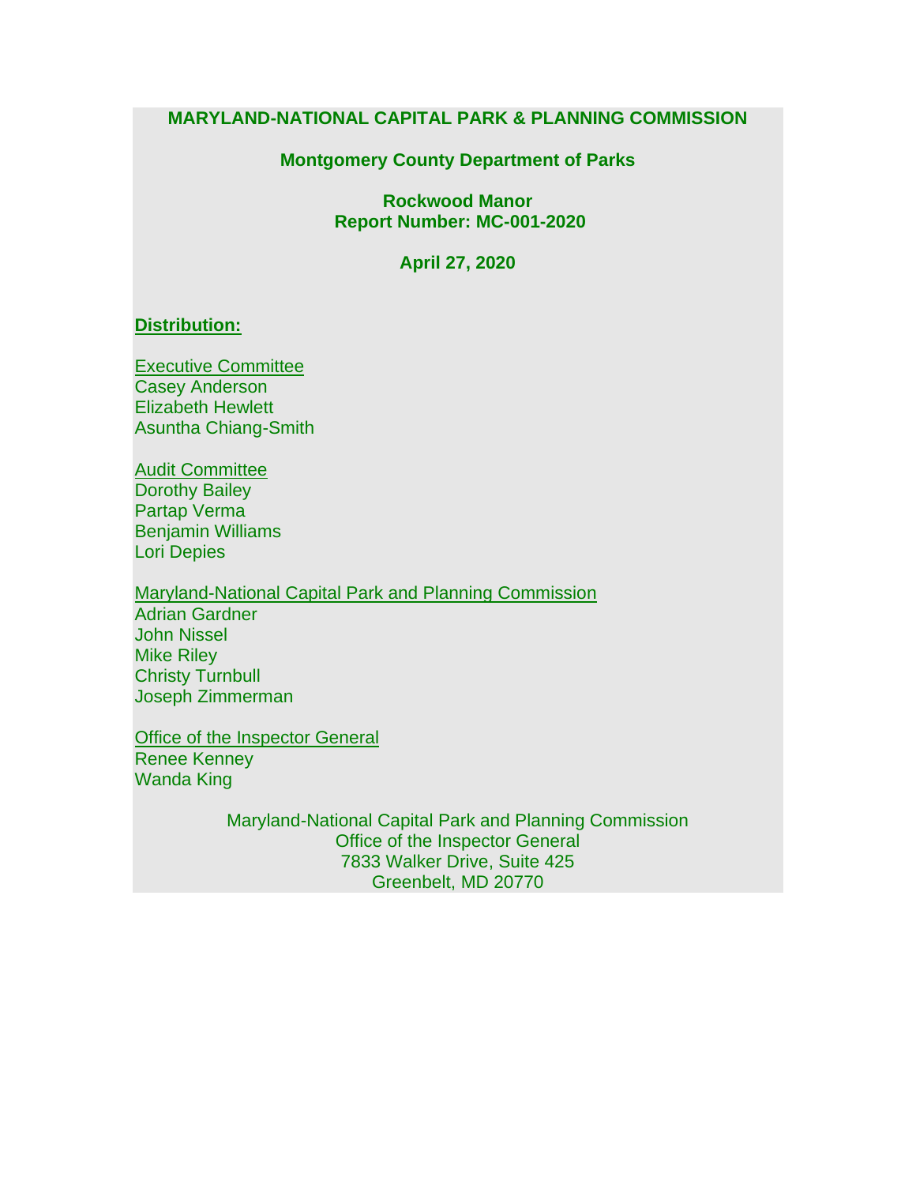# MARYLAND-NATIONAL CAPITAL PARK & PLANNING COMMISSION

## Montgomery County Department of Parks

## Rockwood Manor
## Report Number: MC-001-2020

**April 27, 2020**

**Distribution:**

Executive Committee
Casey Anderson
Elizabeth Hewlett
Asuntha Chiang-Smith

Audit Committee
Dorothy Bailey
Partap Verma
Benjamin Williams
Lori Depies

Maryland-National Capital Park and Planning Commission
Adrian Gardner
John Nissel
Mike Riley
Christy Turnbull
Joseph Zimmerman

Office of the Inspector General
Renee Kenney
Wanda King

Maryland-National Capital Park and Planning Commission
Office of the Inspector General
7833 Walker Drive, Suite 425
Greenbelt, MD 20770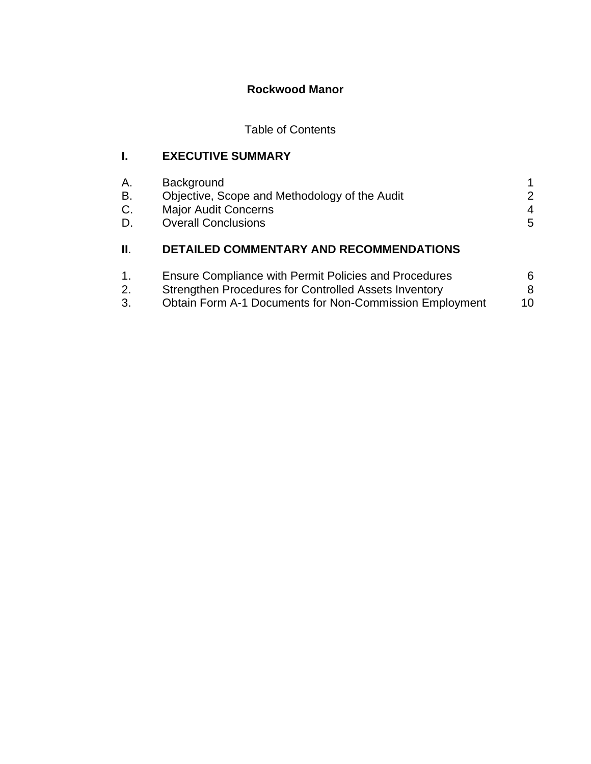**Rockwood Manor**

Table of Contents

## I. EXECUTIVE SUMMARY

| | | |
|---|---|---|
| A. | Background | 1 |
| B. | Objective, Scope and Methodology of the Audit | 2 |
| C. | Major Audit Concerns | 4 |
| D. | Overall Conclusions | 5 |

## II. DETAILED COMMENTARY AND RECOMMENDATIONS

| | | |
|---|---|---|
| 1. | Ensure Compliance with Permit Policies and Procedures | 6 |
| 2. | Strengthen Procedures for Controlled Assets Inventory | 8 |
| 3. | Obtain Form A-1 Documents for Non-Commission Employment | 10 |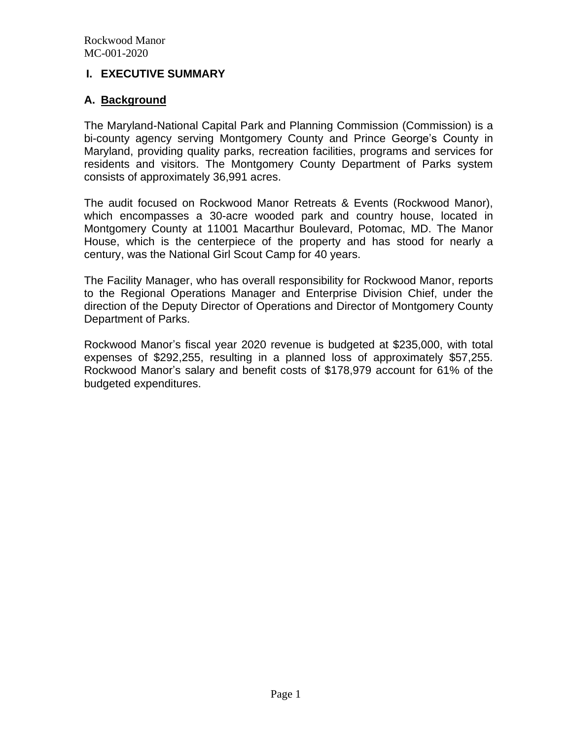# I. EXECUTIVE SUMMARY

## A. Background

The Maryland-National Capital Park and Planning Commission (Commission) is a bi-county agency serving Montgomery County and Prince George's County in Maryland, providing quality parks, recreation facilities, programs and services for residents and visitors. The Montgomery County Department of Parks system consists of approximately 36,991 acres.

The audit focused on Rockwood Manor Retreats & Events (Rockwood Manor), which encompasses a 30-acre wooded park and country house, located in Montgomery County at 11001 Macarthur Boulevard, Potomac, MD. The Manor House, which is the centerpiece of the property and has stood for nearly a century, was the National Girl Scout Camp for 40 years.

The Facility Manager, who has overall responsibility for Rockwood Manor, reports to the Regional Operations Manager and Enterprise Division Chief, under the direction of the Deputy Director of Operations and Director of Montgomery County Department of Parks.

Rockwood Manor's fiscal year 2020 revenue is budgeted at $235,000, with total expenses of $292,255, resulting in a planned loss of approximately $57,255. Rockwood Manor's salary and benefit costs of $178,979 account for 61% of the budgeted expenditures.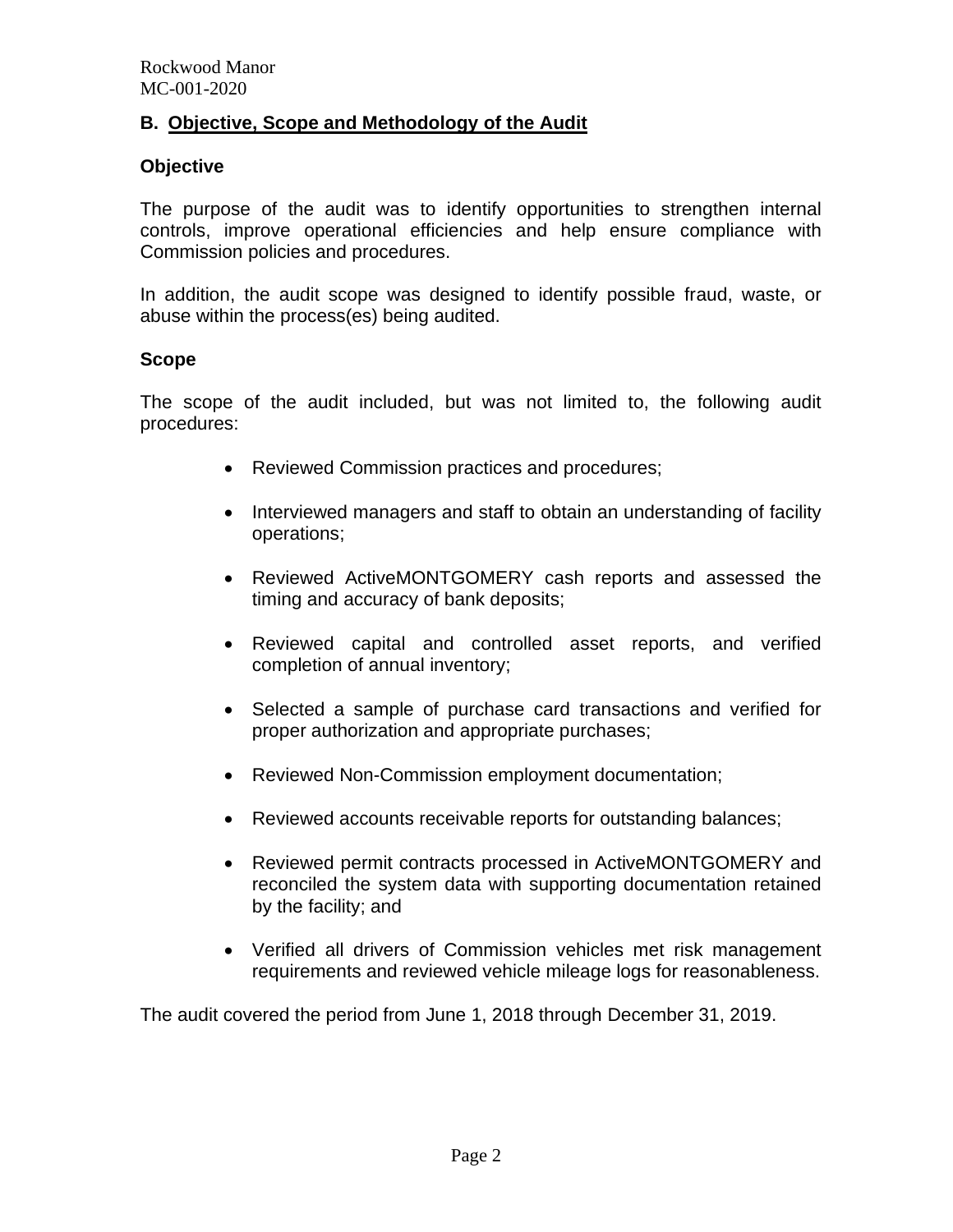## B. Objective, Scope and Methodology of the Audit

### Objective

The purpose of the audit was to identify opportunities to strengthen internal controls, improve operational efficiencies and help ensure compliance with Commission policies and procedures.

In addition, the audit scope was designed to identify possible fraud, waste, or abuse within the process(es) being audited.

### Scope

The scope of the audit included, but was not limited to, the following audit procedures:

- Reviewed Commission practices and procedures;
- Interviewed managers and staff to obtain an understanding of facility operations;
- Reviewed ActiveMONTGOMERY cash reports and assessed the timing and accuracy of bank deposits;
- Reviewed capital and controlled asset reports, and verified completion of annual inventory;
- Selected a sample of purchase card transactions and verified for proper authorization and appropriate purchases;
- Reviewed Non-Commission employment documentation;
- Reviewed accounts receivable reports for outstanding balances;
- Reviewed permit contracts processed in ActiveMONTGOMERY and reconciled the system data with supporting documentation retained by the facility; and
- Verified all drivers of Commission vehicles met risk management requirements and reviewed vehicle mileage logs for reasonableness.

The audit covered the period from June 1, 2018 through December 31, 2019.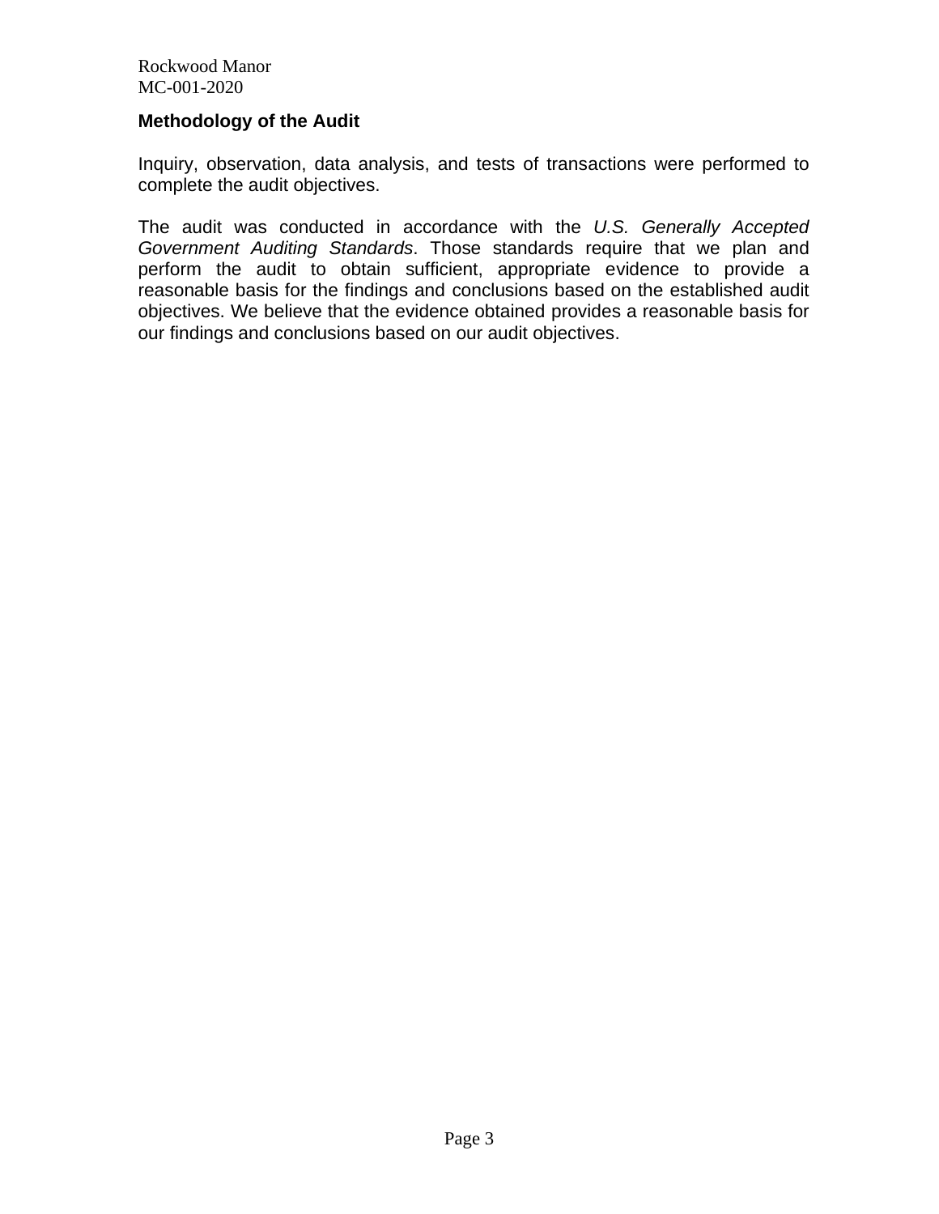## Methodology of the Audit

Inquiry, observation, data analysis, and tests of transactions were performed to complete the audit objectives.

The audit was conducted in accordance with the *U.S. Generally Accepted Government Auditing Standards*. Those standards require that we plan and perform the audit to obtain sufficient, appropriate evidence to provide a reasonable basis for the findings and conclusions based on the established audit objectives. We believe that the evidence obtained provides a reasonable basis for our findings and conclusions based on our audit objectives.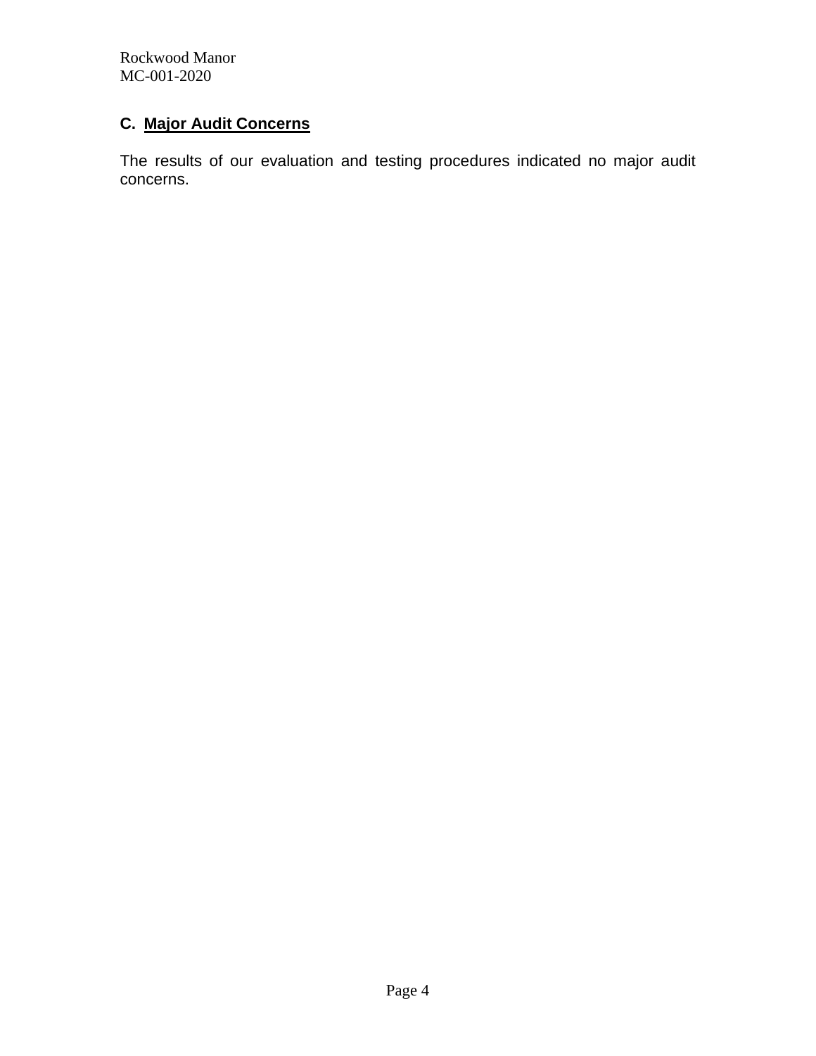## C. Major Audit Concerns

The results of our evaluation and testing procedures indicated no major audit concerns.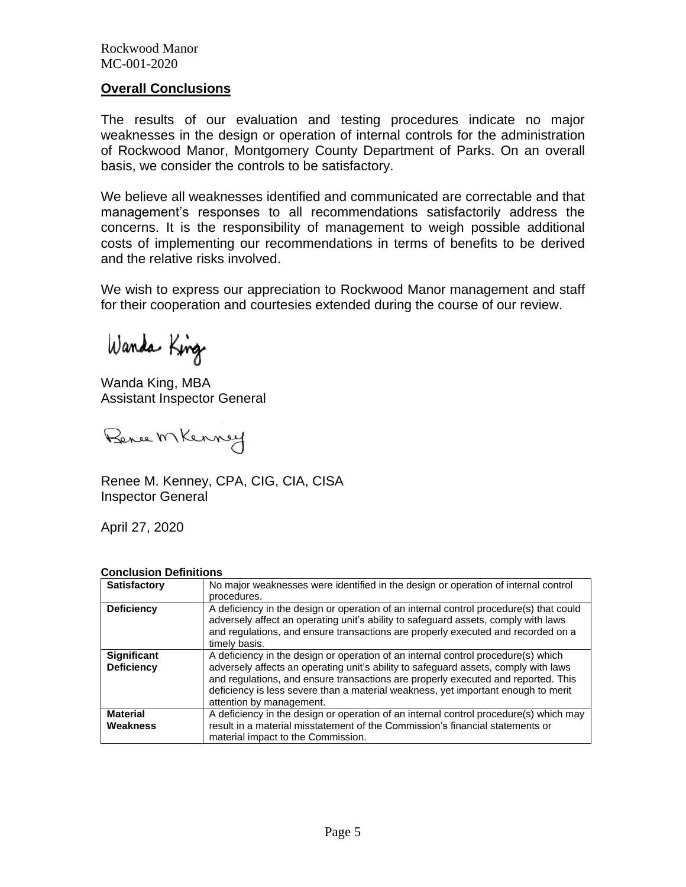## Overall Conclusions

The results of our evaluation and testing procedures indicate no major weaknesses in the design or operation of internal controls for the administration of Rockwood Manor, Montgomery County Department of Parks. On an overall basis, we consider the controls to be satisfactory.

We believe all weaknesses identified and communicated are correctable and that management's responses to all recommendations satisfactorily address the concerns. It is the responsibility of management to weigh possible additional costs of implementing our recommendations in terms of benefits to be derived and the relative risks involved.

We wish to express our appreciation to Rockwood Manor management and staff for their cooperation and courtesies extended during the course of our review.

Wanda King, MBA
Assistant Inspector General

Renee M. Kenney, CPA, CIG, CIA, CISA
Inspector General

April 27, 2020

**Conclusion Definitions**

| | |
|---|---|
| **Satisfactory** | No major weaknesses were identified in the design or operation of internal control procedures. |
| **Deficiency** | A deficiency in the design or operation of an internal control procedure(s) that could adversely affect an operating unit's ability to safeguard assets, comply with laws and regulations, and ensure transactions are properly executed and recorded on a timely basis. |
| **Significant Deficiency** | A deficiency in the design or operation of an internal control procedure(s) which adversely affects an operating unit's ability to safeguard assets, comply with laws and regulations, and ensure transactions are properly executed and reported. This deficiency is less severe than a material weakness, yet important enough to merit attention by management. |
| **Material Weakness** | A deficiency in the design or operation of an internal control procedure(s) which may result in a material misstatement of the Commission's financial statements or material impact to the Commission. |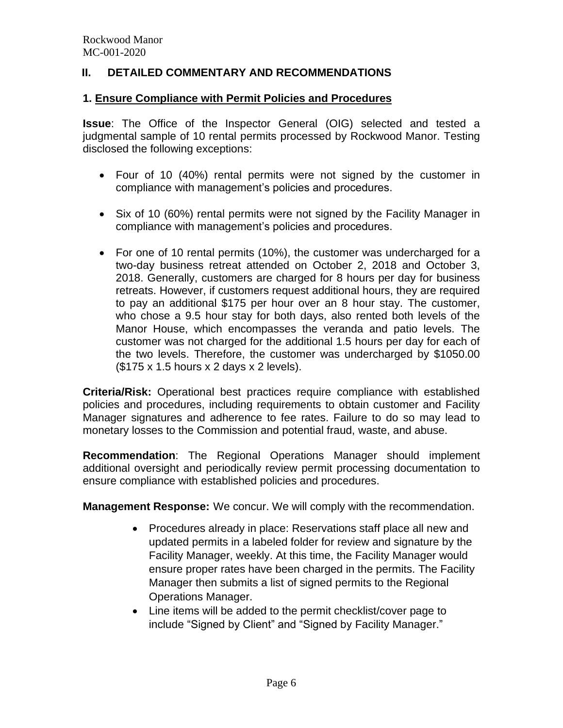## II. DETAILED COMMENTARY AND RECOMMENDATIONS

### 1. Ensure Compliance with Permit Policies and Procedures

**Issue**: The Office of the Inspector General (OIG) selected and tested a judgmental sample of 10 rental permits processed by Rockwood Manor. Testing disclosed the following exceptions:

- Four of 10 (40%) rental permits were not signed by the customer in compliance with management's policies and procedures.
- Six of 10 (60%) rental permits were not signed by the Facility Manager in compliance with management's policies and procedures.
- For one of 10 rental permits (10%), the customer was undercharged for a two-day business retreat attended on October 2, 2018 and October 3, 2018. Generally, customers are charged for 8 hours per day for business retreats. However, if customers request additional hours, they are required to pay an additional $175 per hour over an 8 hour stay. The customer, who chose a 9.5 hour stay for both days, also rented both levels of the Manor House, which encompasses the veranda and patio levels. The customer was not charged for the additional 1.5 hours per day for each of the two levels. Therefore, the customer was undercharged by $1050.00 ($175 x 1.5 hours x 2 days x 2 levels).

**Criteria/Risk:** Operational best practices require compliance with established policies and procedures, including requirements to obtain customer and Facility Manager signatures and adherence to fee rates. Failure to do so may lead to monetary losses to the Commission and potential fraud, waste, and abuse.

**Recommendation**: The Regional Operations Manager should implement additional oversight and periodically review permit processing documentation to ensure compliance with established policies and procedures.

**Management Response:** We concur. We will comply with the recommendation.

- Procedures already in place: Reservations staff place all new and updated permits in a labeled folder for review and signature by the Facility Manager, weekly. At this time, the Facility Manager would ensure proper rates have been charged in the permits. The Facility Manager then submits a list of signed permits to the Regional Operations Manager.
- Line items will be added to the permit checklist/cover page to include "Signed by Client" and "Signed by Facility Manager."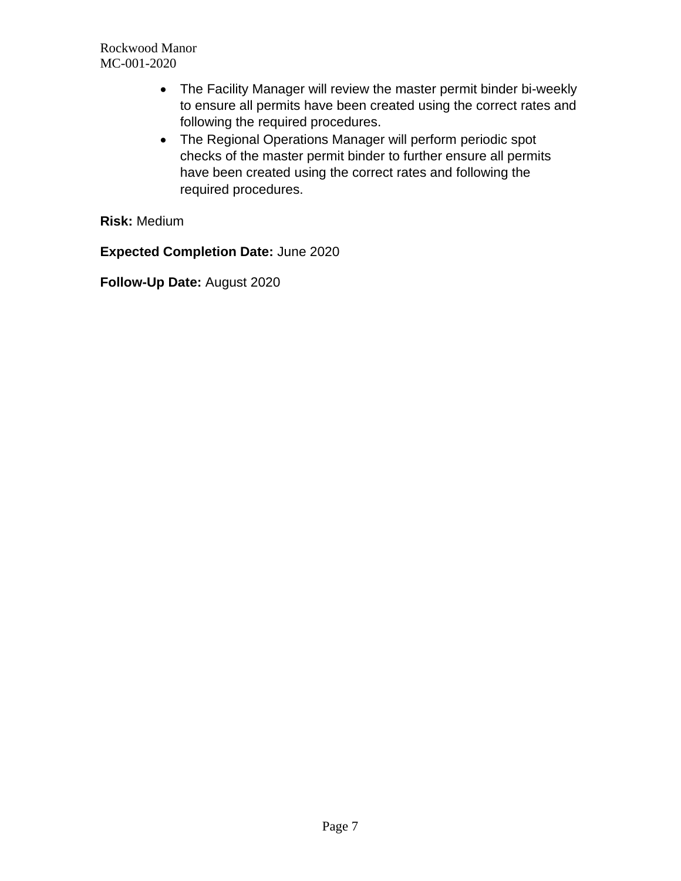- The Facility Manager will review the master permit binder bi-weekly to ensure all permits have been created using the correct rates and following the required procedures.
- The Regional Operations Manager will perform periodic spot checks of the master permit binder to further ensure all permits have been created using the correct rates and following the required procedures.

**Risk:** Medium

**Expected Completion Date:** June 2020

**Follow-Up Date:** August 2020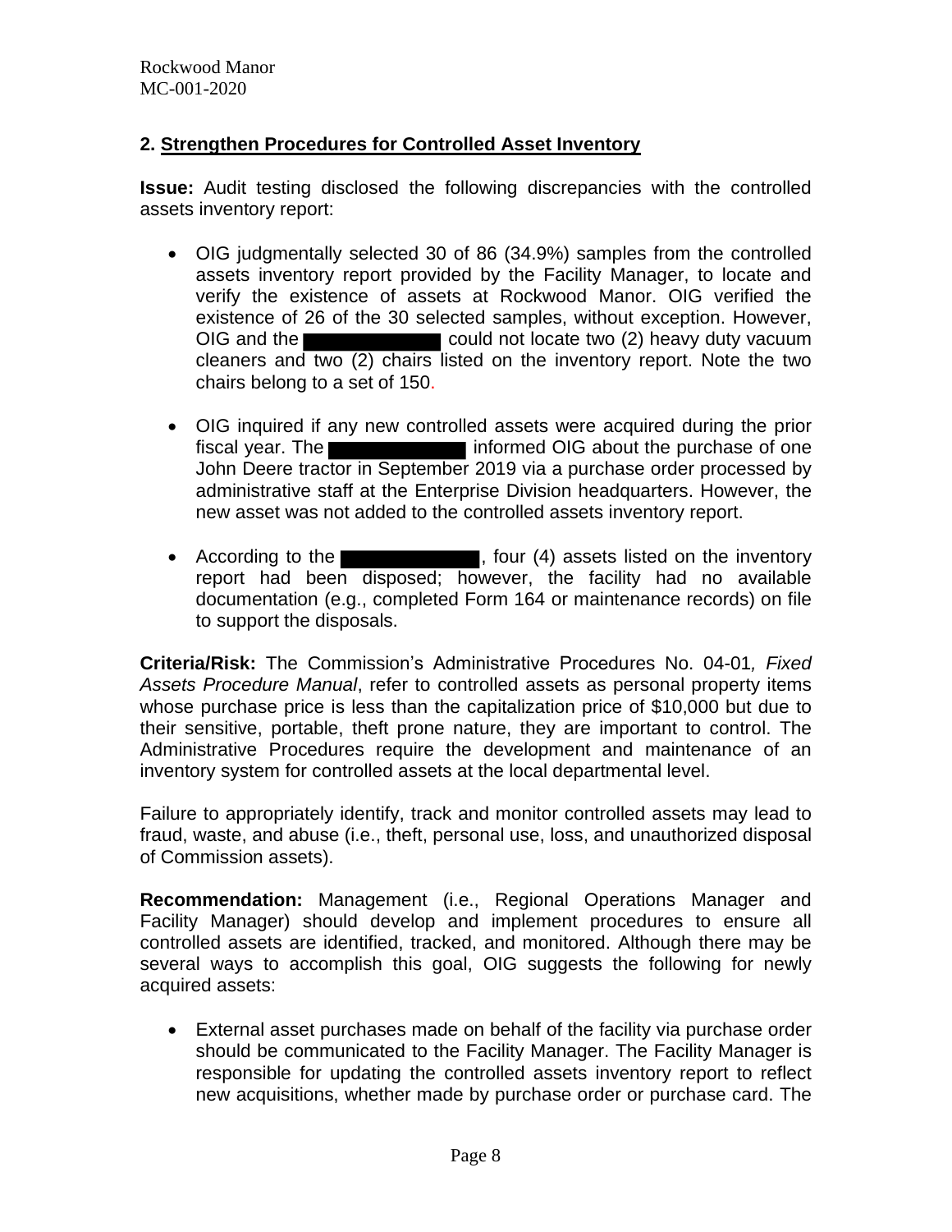## 2. Strengthen Procedures for Controlled Asset Inventory

**Issue:** Audit testing disclosed the following discrepancies with the controlled assets inventory report:

- OIG judgmentally selected 30 of 86 (34.9%) samples from the controlled assets inventory report provided by the Facility Manager, to locate and verify the existence of assets at Rockwood Manor. OIG verified the existence of 26 of the 30 selected samples, without exception. However, OIG and the ██████████ could not locate two (2) heavy duty vacuum cleaners and two (2) chairs listed on the inventory report. Note the two chairs belong to a set of 150.

- OIG inquired if any new controlled assets were acquired during the prior fiscal year. The ██████████ informed OIG about the purchase of one John Deere tractor in September 2019 via a purchase order processed by administrative staff at the Enterprise Division headquarters. However, the new asset was not added to the controlled assets inventory report.

- According to the ██████████, four (4) assets listed on the inventory report had been disposed; however, the facility had no available documentation (e.g., completed Form 164 or maintenance records) on file to support the disposals.

**Criteria/Risk:** The Commission's Administrative Procedures No. 04-01*, Fixed Assets Procedure Manual*, refer to controlled assets as personal property items whose purchase price is less than the capitalization price of $10,000 but due to their sensitive, portable, theft prone nature, they are important to control. The Administrative Procedures require the development and maintenance of an inventory system for controlled assets at the local departmental level.

Failure to appropriately identify, track and monitor controlled assets may lead to fraud, waste, and abuse (i.e., theft, personal use, loss, and unauthorized disposal of Commission assets).

**Recommendation:** Management (i.e., Regional Operations Manager and Facility Manager) should develop and implement procedures to ensure all controlled assets are identified, tracked, and monitored. Although there may be several ways to accomplish this goal, OIG suggests the following for newly acquired assets:

- External asset purchases made on behalf of the facility via purchase order should be communicated to the Facility Manager. The Facility Manager is responsible for updating the controlled assets inventory report to reflect new acquisitions, whether made by purchase order or purchase card. The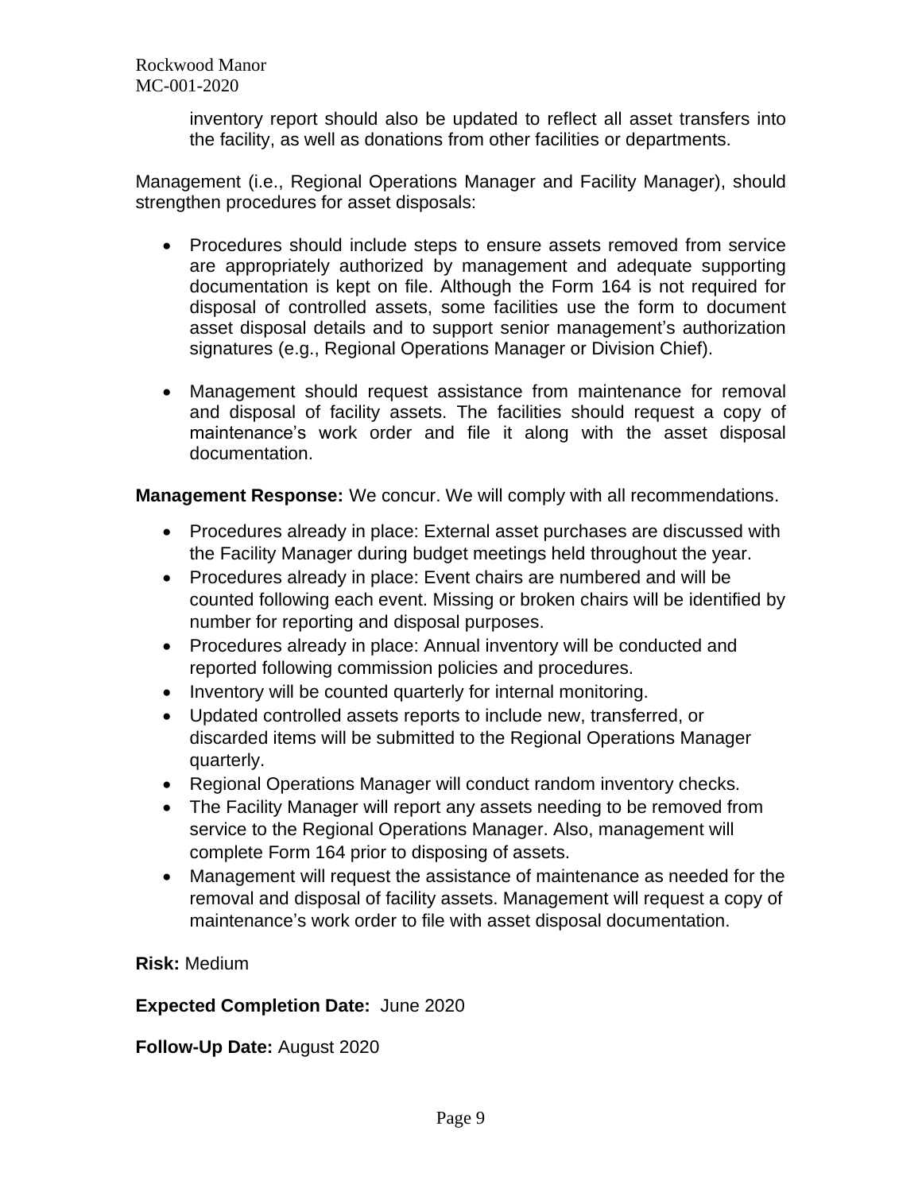inventory report should also be updated to reflect all asset transfers into the facility, as well as donations from other facilities or departments.

Management (i.e., Regional Operations Manager and Facility Manager), should strengthen procedures for asset disposals:

- Procedures should include steps to ensure assets removed from service are appropriately authorized by management and adequate supporting documentation is kept on file. Although the Form 164 is not required for disposal of controlled assets, some facilities use the form to document asset disposal details and to support senior management's authorization signatures (e.g., Regional Operations Manager or Division Chief).

- Management should request assistance from maintenance for removal and disposal of facility assets. The facilities should request a copy of maintenance's work order and file it along with the asset disposal documentation.

**Management Response:** We concur. We will comply with all recommendations.

- Procedures already in place: External asset purchases are discussed with the Facility Manager during budget meetings held throughout the year.
- Procedures already in place: Event chairs are numbered and will be counted following each event. Missing or broken chairs will be identified by number for reporting and disposal purposes.
- Procedures already in place: Annual inventory will be conducted and reported following commission policies and procedures.
- Inventory will be counted quarterly for internal monitoring.
- Updated controlled assets reports to include new, transferred, or discarded items will be submitted to the Regional Operations Manager quarterly.
- Regional Operations Manager will conduct random inventory checks.
- The Facility Manager will report any assets needing to be removed from service to the Regional Operations Manager. Also, management will complete Form 164 prior to disposing of assets.
- Management will request the assistance of maintenance as needed for the removal and disposal of facility assets. Management will request a copy of maintenance's work order to file with asset disposal documentation.

**Risk:** Medium

**Expected Completion Date:** June 2020

**Follow-Up Date:** August 2020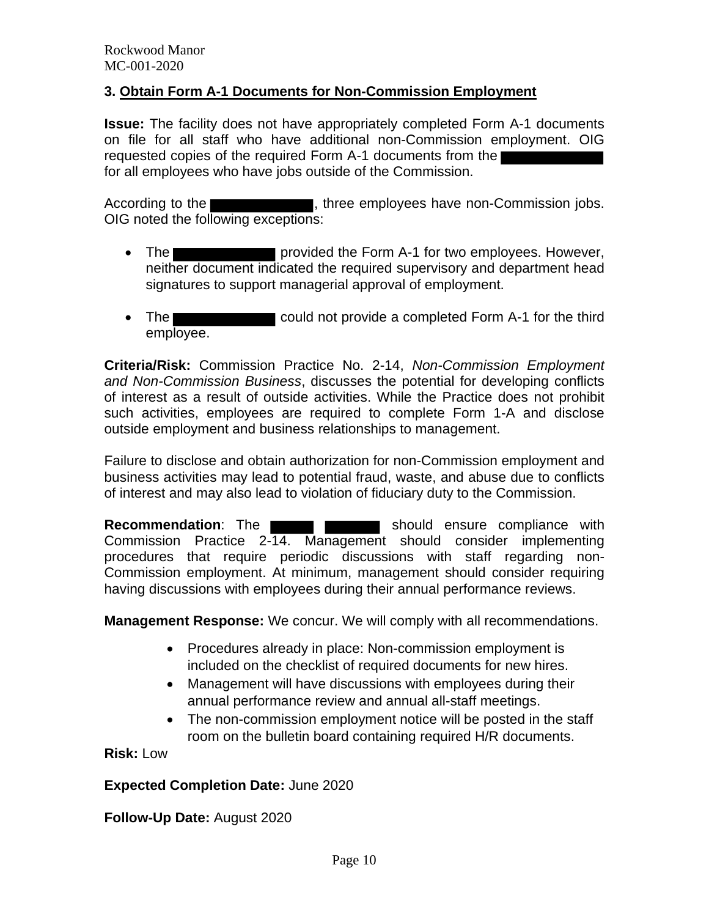### 3. Obtain Form A-1 Documents for Non-Commission Employment

**Issue:** The facility does not have appropriately completed Form A-1 documents on file for all staff who have additional non-Commission employment. OIG requested copies of the required Form A-1 documents from the [REDACTED] for all employees who have jobs outside of the Commission.

According to the [REDACTED], three employees have non-Commission jobs. OIG noted the following exceptions:

- The [REDACTED] provided the Form A-1 for two employees. However, neither document indicated the required supervisory and department head signatures to support managerial approval of employment.
- The [REDACTED] could not provide a completed Form A-1 for the third employee.

**Criteria/Risk:** Commission Practice No. 2-14, *Non-Commission Employment and Non-Commission Business*, discusses the potential for developing conflicts of interest as a result of outside activities. While the Practice does not prohibit such activities, employees are required to complete Form 1-A and disclose outside employment and business relationships to management.

Failure to disclose and obtain authorization for non-Commission employment and business activities may lead to potential fraud, waste, and abuse due to conflicts of interest and may also lead to violation of fiduciary duty to the Commission.

**Recommendation**: The [REDACTED] [REDACTED] should ensure compliance with Commission Practice 2-14. Management should consider implementing procedures that require periodic discussions with staff regarding non-Commission employment. At minimum, management should consider requiring having discussions with employees during their annual performance reviews.

**Management Response:** We concur. We will comply with all recommendations.

- Procedures already in place: Non-commission employment is included on the checklist of required documents for new hires.
- Management will have discussions with employees during their annual performance review and annual all-staff meetings.
- The non-commission employment notice will be posted in the staff room on the bulletin board containing required H/R documents.

**Risk:** Low

**Expected Completion Date:** June 2020

**Follow-Up Date:** August 2020